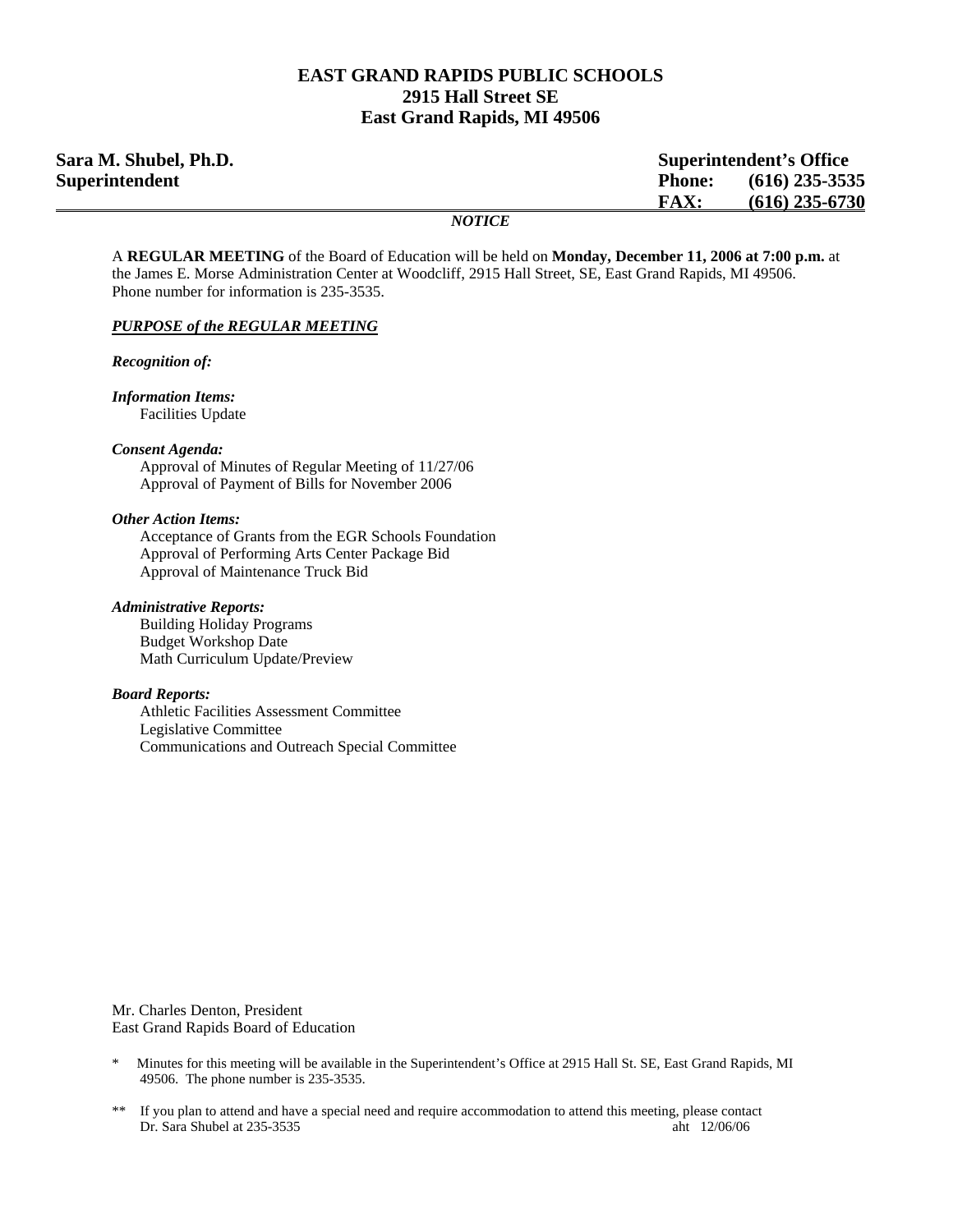# EAST GRAND RAPIDS PUBLIC SCHOOLS
## 2915 Hall Street SE
## East Grand Rapids, MI 49506

**Sara M. Shubel, Ph.D.**
**Superintendent**

**Superintendent's Office**
**Phone: (616) 235-3535**
**FAX: (616) 235-6730**

***NOTICE***

A **REGULAR MEETING** of the Board of Education will be held on **Monday, December 11, 2006 at 7:00 p.m.** at the James E. Morse Administration Center at Woodcliff, 2915 Hall Street, SE, East Grand Rapids, MI 49506. Phone number for information is 235-3535.

***PURPOSE of the REGULAR MEETING***

***Recognition of:***

***Information Items:***
- Facilities Update

***Consent Agenda:***
- Approval of Minutes of Regular Meeting of 11/27/06
- Approval of Payment of Bills for November 2006

***Other Action Items:***
- Acceptance of Grants from the EGR Schools Foundation
- Approval of Performing Arts Center Package Bid
- Approval of Maintenance Truck Bid

***Administrative Reports:***
- Building Holiday Programs
- Budget Workshop Date
- Math Curriculum Update/Preview

***Board Reports:***
- Athletic Facilities Assessment Committee
- Legislative Committee
- Communications and Outreach Special Committee

Mr. Charles Denton, President
East Grand Rapids Board of Education

\* Minutes for this meeting will be available in the Superintendent's Office at 2915 Hall St. SE, East Grand Rapids, MI 49506. The phone number is 235-3535.

** If you plan to attend and have a special need and require accommodation to attend this meeting, please contact Dr. Sara Shubel at 235-3535

aht 12/06/06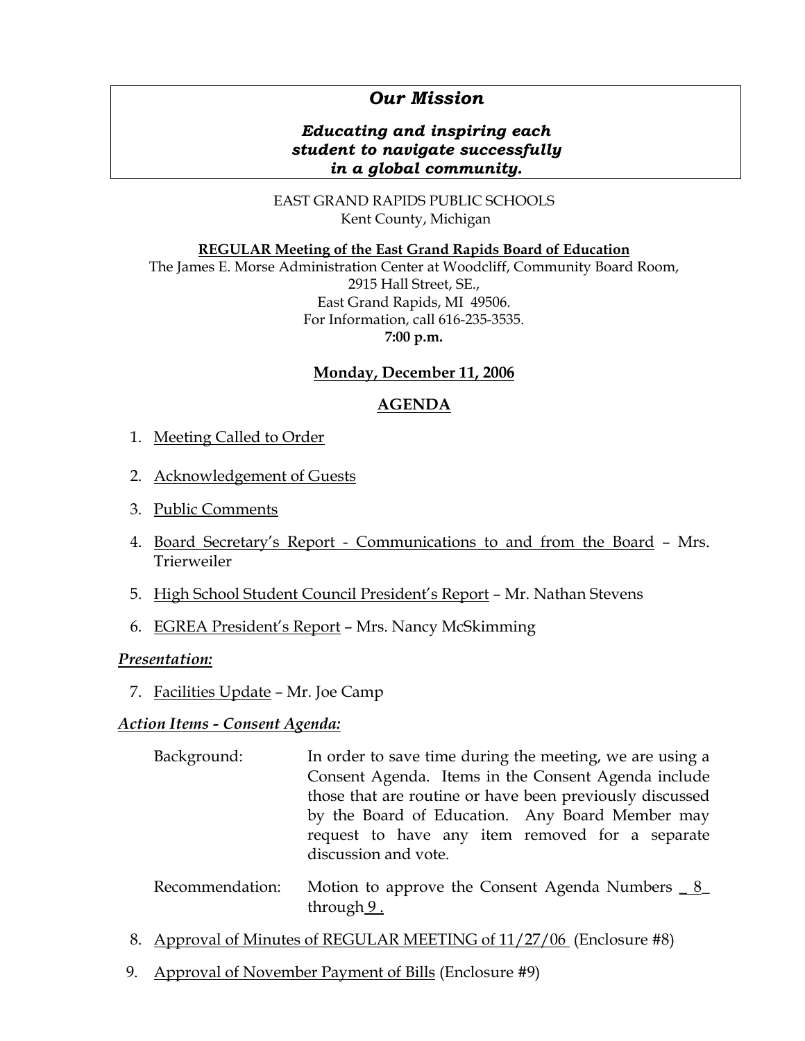## *Our Mission*

***Educating and inspiring each student to navigate successfully in a global community.***

EAST GRAND RAPIDS PUBLIC SCHOOLS
Kent County, Michigan

**REGULAR Meeting of the East Grand Rapids Board of Education**
The James E. Morse Administration Center at Woodcliff, Community Board Room,
2915 Hall Street, SE.,
East Grand Rapids, MI 49506.
For Information, call 616-235-3535.
**7:00 p.m.**

**Monday, December 11, 2006**

**AGENDA**

1. Meeting Called to Order
2. Acknowledgement of Guests
3. Public Comments
4. Board Secretary's Report - Communications to and from the Board – Mrs. Trierweiler
5. High School Student Council President's Report – Mr. Nathan Stevens
6. EGREA President's Report – Mrs. Nancy McSkimming

***Presentation:***

7. Facilities Update – Mr. Joe Camp

***Action Items - Consent Agenda:***

Background: In order to save time during the meeting, we are using a Consent Agenda. Items in the Consent Agenda include those that are routine or have been previously discussed by the Board of Education. Any Board Member may request to have any item removed for a separate discussion and vote.

Recommendation: Motion to approve the Consent Agenda Numbers _ 8_ through 9 .

8. Approval of Minutes of REGULAR MEETING of 11/27/06 (Enclosure #8)
9. Approval of November Payment of Bills (Enclosure #9)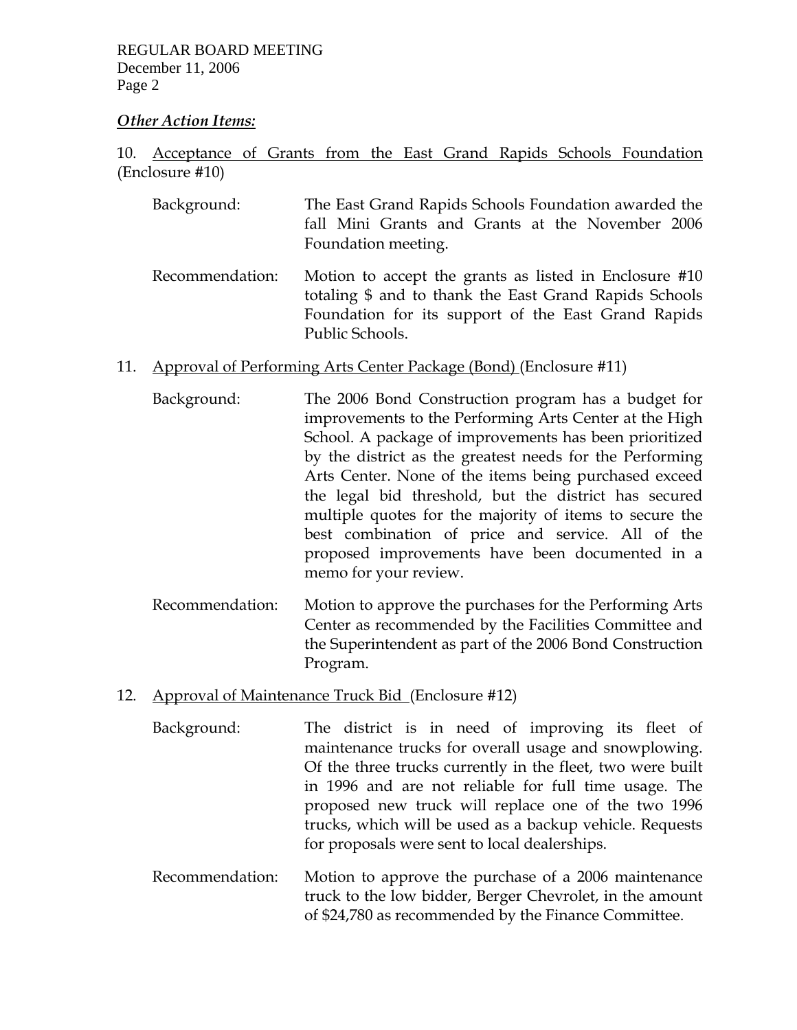REGULAR BOARD MEETING
December 11, 2006

***Other Action Items:***

10. <u>Acceptance of Grants from the East Grand Rapids Schools Foundation</u> (Enclosure #10)

Background: The East Grand Rapids Schools Foundation awarded the fall Mini Grants and Grants at the November 2006 Foundation meeting.

Recommendation: Motion to accept the grants as listed in Enclosure #10 totaling $ and to thank the East Grand Rapids Schools Foundation for its support of the East Grand Rapids Public Schools.

11. <u>Approval of Performing Arts Center Package (Bond)</u> (Enclosure #11)

Background: The 2006 Bond Construction program has a budget for improvements to the Performing Arts Center at the High School. A package of improvements has been prioritized by the district as the greatest needs for the Performing Arts Center. None of the items being purchased exceed the legal bid threshold, but the district has secured multiple quotes for the majority of items to secure the best combination of price and service. All of the proposed improvements have been documented in a memo for your review.

Recommendation: Motion to approve the purchases for the Performing Arts Center as recommended by the Facilities Committee and the Superintendent as part of the 2006 Bond Construction Program.

12. <u>Approval of Maintenance Truck Bid</u> (Enclosure #12)

Background: The district is in need of improving its fleet of maintenance trucks for overall usage and snowplowing. Of the three trucks currently in the fleet, two were built in 1996 and are not reliable for full time usage. The proposed new truck will replace one of the two 1996 trucks, which will be used as a backup vehicle. Requests for proposals were sent to local dealerships.

Recommendation: Motion to approve the purchase of a 2006 maintenance truck to the low bidder, Berger Chevrolet, in the amount of $24,780 as recommended by the Finance Committee.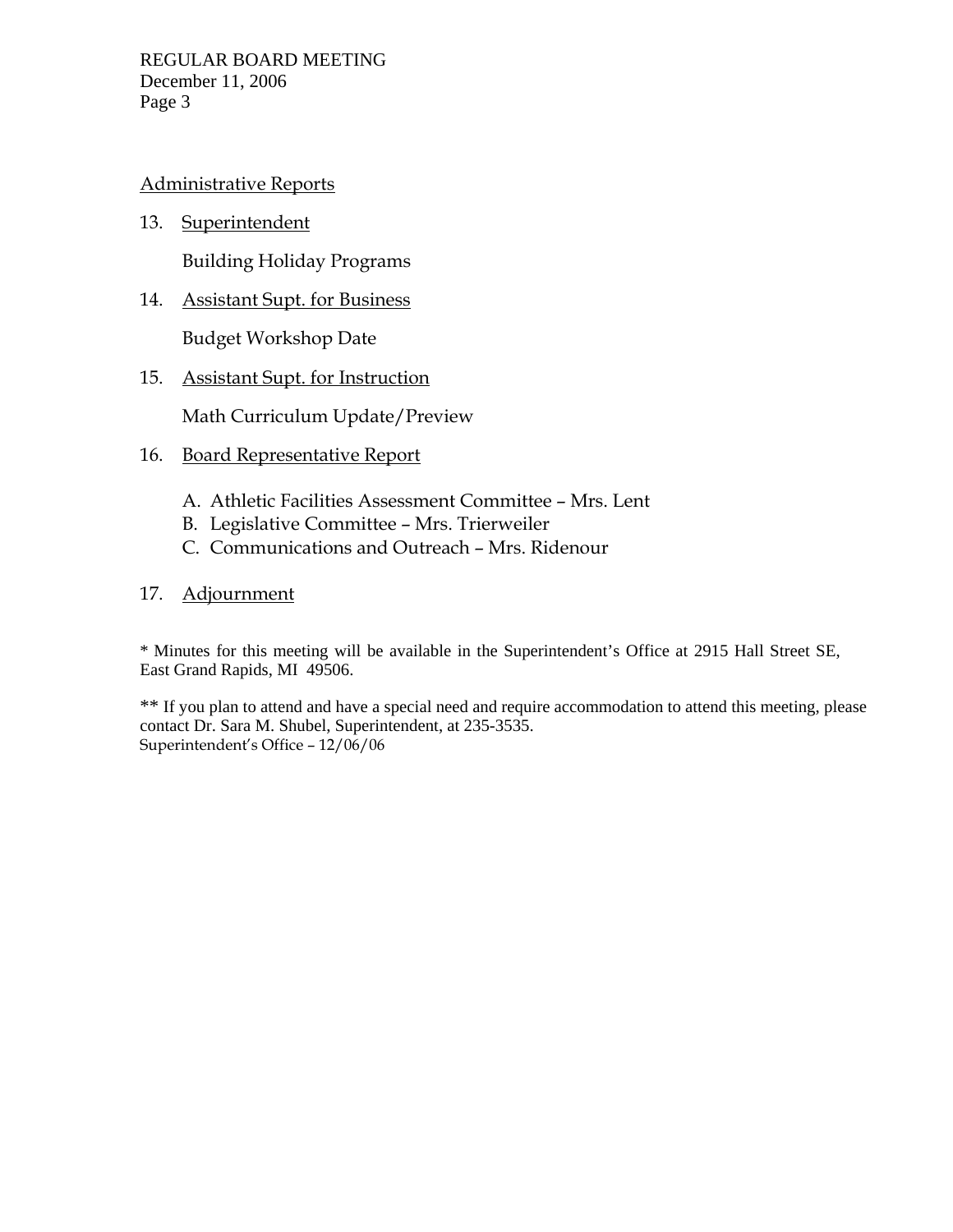## Administrative Reports

13. Superintendent

    Building Holiday Programs

14. Assistant Supt. for Business

    Budget Workshop Date

15. Assistant Supt. for Instruction

    Math Curriculum Update/Preview

16. Board Representative Report

    A. Athletic Facilities Assessment Committee – Mrs. Lent
    B. Legislative Committee – Mrs. Trierweiler
    C. Communications and Outreach – Mrs. Ridenour

17. Adjournment

* Minutes for this meeting will be available in the Superintendent's Office at 2915 Hall Street SE, East Grand Rapids, MI 49506.

** If you plan to attend and have a special need and require accommodation to attend this meeting, please contact Dr. Sara M. Shubel, Superintendent, at 235-3535.
Superintendent's Office – 12/06/06